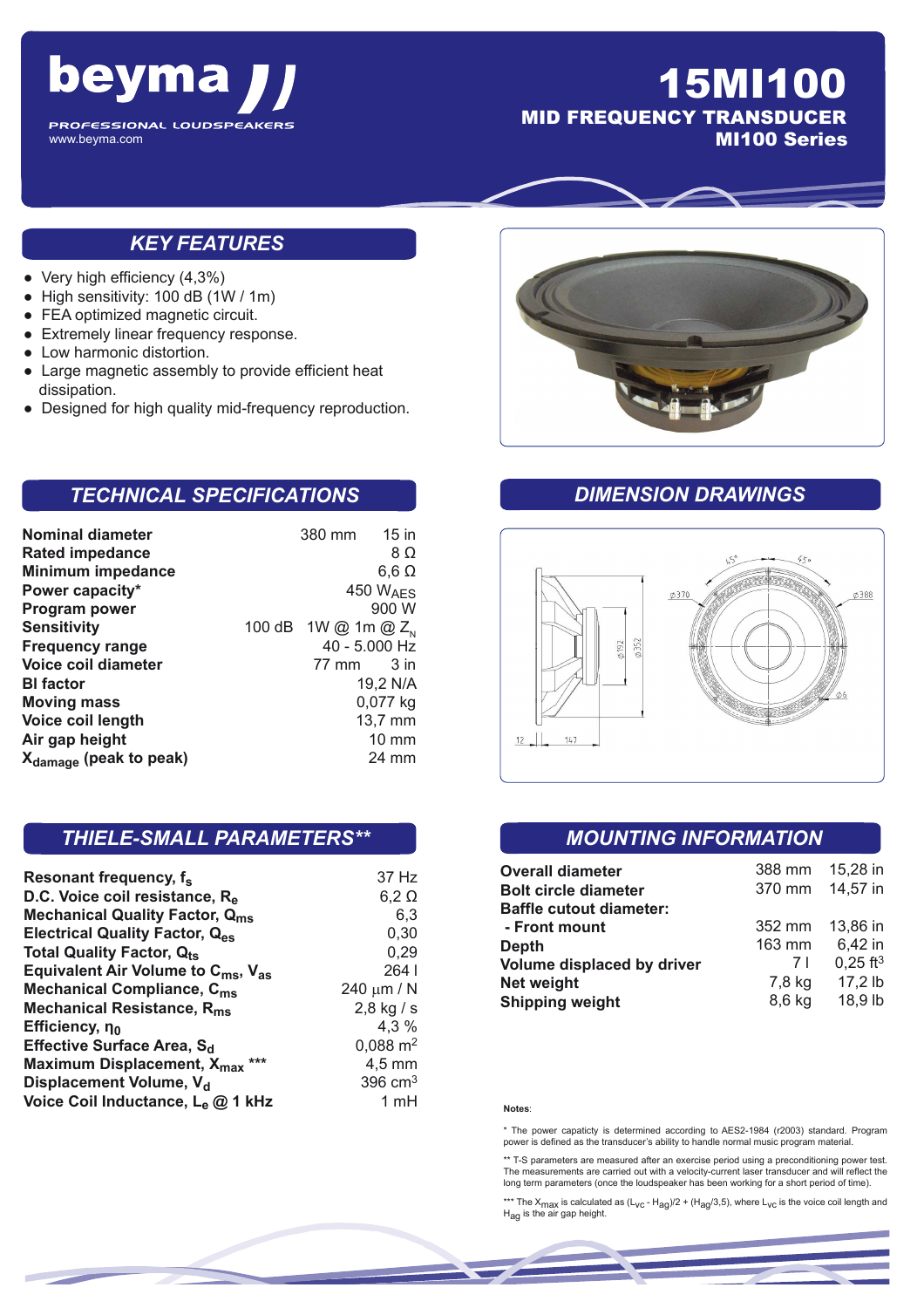# beyma

PROFESSIONAL LOUDSPEAKERS
www.beyma.com

# 15MI100

## MID FREQUENCY TRANSDUCER
## MI100 Series

## KEY FEATURES

- Very high efficiency (4,3%)
- High sensitivity*: 100 dB (1W / 1m)
- FEA optimized magnetic circuit.
- Extremely linear frequency response.
- Low harmonic distortion.
- Large magnetic assembly to provide efficient heat dissipation.
- Designed for high quality mid-frequency reproduction.

## TECHNICAL SPECIFICATIONS

| | | |
|---|---|---|
| **Nominal diameter** | 380 mm | 15 in |
| **Rated impedance** | | 8 Ω |
| **Minimum impedance** | | 6,6 Ω |
| **Power capacity*** | | 450 $W_{AES}$ |
| **Program power** | | 900 W |
| **Sensitivity** | 100 dB | 1W @ 1m @ $Z_N$ |
| **Frequency range** | | 40 - 5.000 Hz |
| **Voice coil diameter** | 77 mm | 3 in |
| **Bl factor** | | 19,2 N/A |
| **Moving mass** | | 0,077 kg |
| **Voice coil length** | | 13,7 mm |
| **Air gap height** | | 10 mm |
| **$X_{damage}$ (peak to peak)** | | 24 mm |

## DIMENSION DRAWINGS

## THIELE-SMALL PARAMETERS**

| | |
|---|---|
| **Resonant frequency, $f_s$** | 37 Hz |
| **D.C. Voice coil resistance, $R_e$** | 6,2 Ω |
| **Mechanical Quality Factor, $Q_{ms}$** | 6,3 |
| **Electrical Quality Factor, $Q_{es}$** | 0,30 |
| **Total Quality Factor, $Q_{ts}$** | 0,29 |
| **Equivalent Air Volume to $C_{ms}$, $V_{as}$** | 264 l |
| **Mechanical Compliance, $C_{ms}$** | 240 μm / N |
| **Mechanical Resistance, $R_{ms}$** | 2,8 kg / s |
| **Efficiency, $\eta_0$** | 4,3 % |
| **Effective Surface Area, $S_d$** | 0,088 $m^2$ |
| **Maximum Displacement, $X_{max}$ \*\*\*** | 4,5 mm |
| **Displacement Volume, $V_d$** | 396 $cm^3$ |
| **Voice Coil Inductance, $L_e$ @ 1 kHz** | 1 mH |

## MOUNTING INFORMATION

| | | |
|---|---|---|
| **Overall diameter** | 388 mm | 15,28 in |
| **Bolt circle diameter** | 370 mm | 14,57 in |
| **Baffle cutout diameter:** | | |
| **- Front mount** | 352 mm | 13,86 in |
| **Depth** | 163 mm | 6,42 in |
| **Volume displaced by driver** | 7 l | 0,25 $ft^3$ |
| **Net weight** | 7,8 kg | 17,2 lb |
| **Shipping weight** | 8,6 kg | 18,9 lb |

**Notes**:

\* The power capacticy is determined according to AES2-1984 (r2003) standard. Program power is defined as the transducer's ability to handle normal music program material.

\*\* T-S parameters are measured after an exercise period using a preconditioning power test. The measurements are carried out with a velocity-current laser transducer and will reflect the long term parameters (once the loudspeaker has been working for a short period of time).

\*\*\* The $X_{max}$ is calculated as $(L_{VC} - H_{ag})/2 + (H_{ag}/3,5)$, where $L_{VC}$ is the voice coil length and $H_{ag}$ is the air gap height.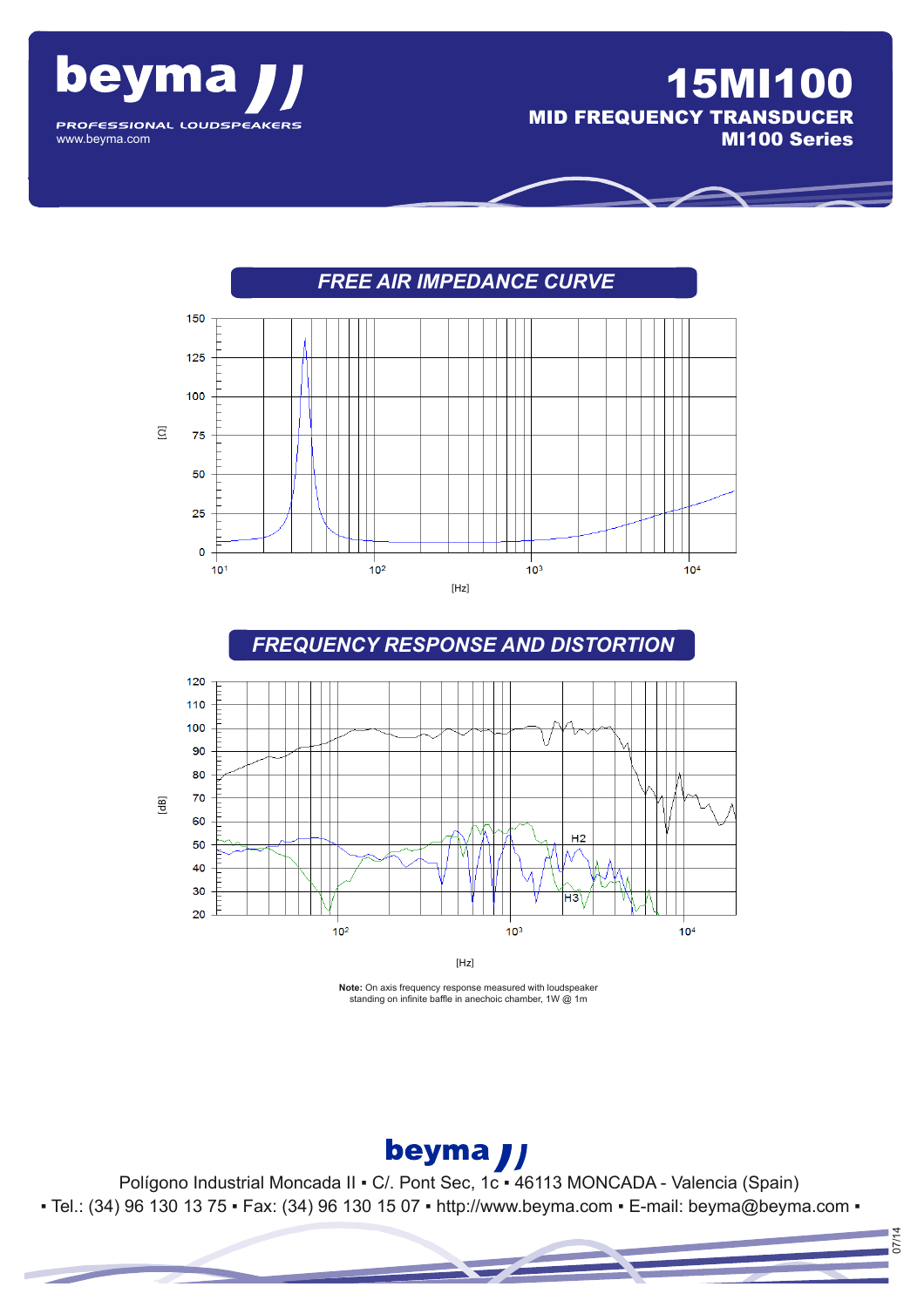# beyma

PROFESSIONAL LOUDSPEAKERS
www.beyma.com

# 15MI100

**MID FREQUENCY TRANSDUCER**
**MI100 Series**

## *FREE AIR IMPEDANCE CURVE*

150
125
100
75
50
25
0
[Ω]
$10^1$ $10^2$ $10^3$ $10^4$
[Hz]

## *FREQUENCY RESPONSE AND DISTORTION*

120
110
100
90
80
70
60
50
40
30
20
[dB]
H2
H3
$10^2$ $10^3$ $10^4$
[Hz]

**Note:** On axis frequency response measured with loudspeaker standing on infinite baffle in anechoic chamber, 1W @ 1m

**beyma**

Polígono Industrial Moncada II ▪ C/. Pont Sec, 1c ▪ 46113 MONCADA - Valencia (Spain)
▪ Tel.: (34) 96 130 13 75 ▪ Fax: (34) 96 130 15 07 ▪ http://www.beyma.com ▪ E-mail: beyma@beyma.com ▪

07/14